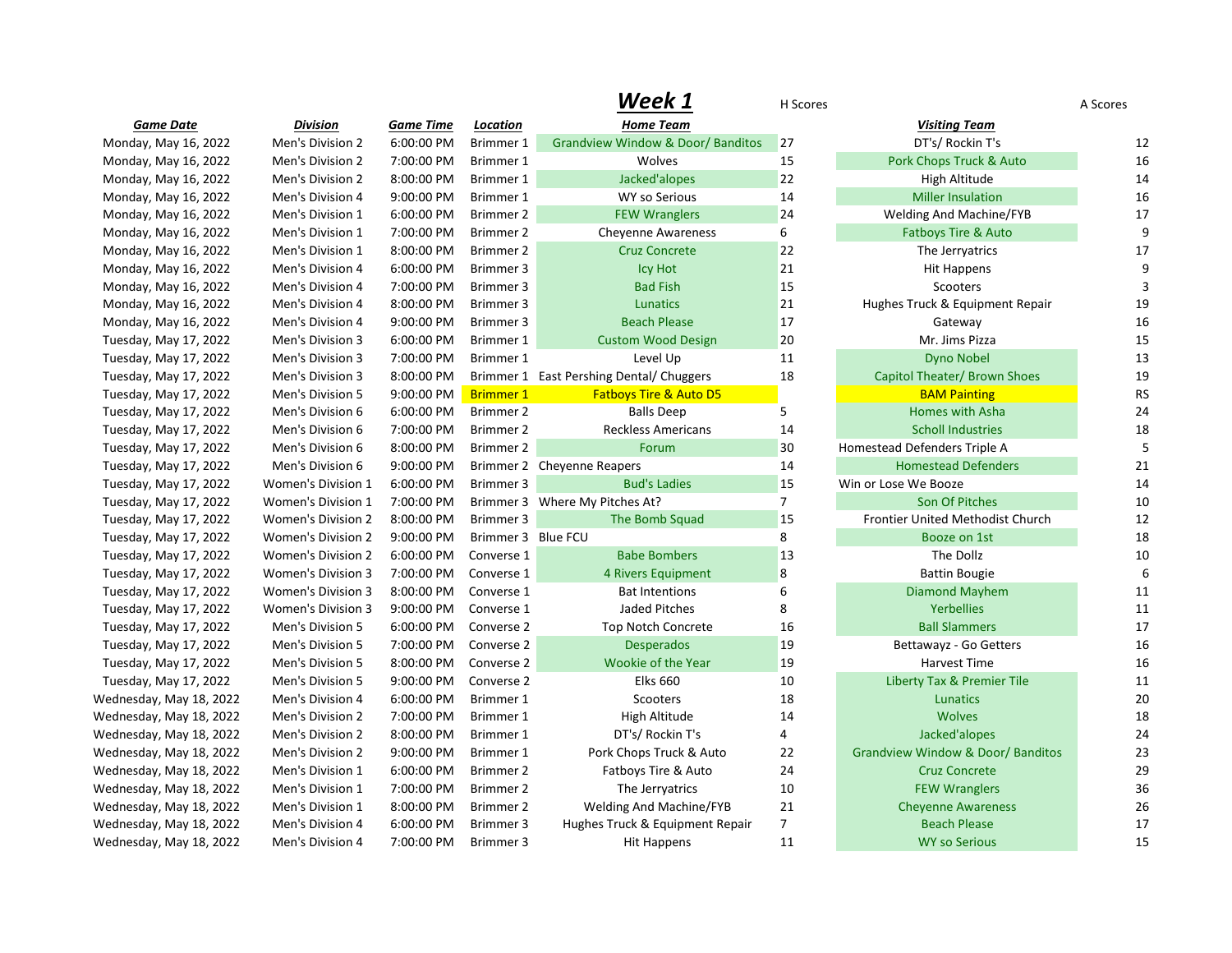# *Week 1*

| Game Date | Division | Game Time | Location | Home Team | H Scores | Visiting Team | A Scores |
|---|---|---|---|---|---|---|---|
| Monday, May 16, 2022 | Men's Division 2 | 6:00:00 PM | Brimmer 1 | Grandview Window & Door/ Banditos | 27 | DT's/ Rockin T's | 12 |
| Monday, May 16, 2022 | Men's Division 2 | 7:00:00 PM | Brimmer 1 | Wolves | 15 | Pork Chops Truck & Auto | 16 |
| Monday, May 16, 2022 | Men's Division 2 | 8:00:00 PM | Brimmer 1 | Jacked'alopes | 22 | High Altitude | 14 |
| Monday, May 16, 2022 | Men's Division 4 | 9:00:00 PM | Brimmer 1 | WY so Serious | 14 | Miller Insulation | 16 |
| Monday, May 16, 2022 | Men's Division 1 | 6:00:00 PM | Brimmer 2 | FEW Wranglers | 24 | Welding And Machine/FYB | 17 |
| Monday, May 16, 2022 | Men's Division 1 | 7:00:00 PM | Brimmer 2 | Cheyenne Awareness | 6 | Fatboys Tire & Auto | 9 |
| Monday, May 16, 2022 | Men's Division 1 | 8:00:00 PM | Brimmer 2 | Cruz Concrete | 22 | The Jerryatrics | 17 |
| Monday, May 16, 2022 | Men's Division 4 | 6:00:00 PM | Brimmer 3 | Icy Hot | 21 | Hit Happens | 9 |
| Monday, May 16, 2022 | Men's Division 4 | 7:00:00 PM | Brimmer 3 | Bad Fish | 15 | Scooters | 3 |
| Monday, May 16, 2022 | Men's Division 4 | 8:00:00 PM | Brimmer 3 | Lunatics | 21 | Hughes Truck & Equipment Repair | 19 |
| Monday, May 16, 2022 | Men's Division 4 | 9:00:00 PM | Brimmer 3 | Beach Please | 17 | Gateway | 16 |
| Tuesday, May 17, 2022 | Men's Division 3 | 6:00:00 PM | Brimmer 1 | Custom Wood Design | 20 | Mr. Jims Pizza | 15 |
| Tuesday, May 17, 2022 | Men's Division 3 | 7:00:00 PM | Brimmer 1 | Level Up | 11 | Dyno Nobel | 13 |
| Tuesday, May 17, 2022 | Men's Division 3 | 8:00:00 PM | Brimmer 1 | East Pershing Dental/ Chuggers | 18 | Capitol Theater/ Brown Shoes | 19 |
| Tuesday, May 17, 2022 | Men's Division 5 | 9:00:00 PM | Brimmer 1 | Fatboys Tire & Auto D5 | | BAM Painting | RS |
| Tuesday, May 17, 2022 | Men's Division 6 | 6:00:00 PM | Brimmer 2 | Balls Deep | 5 | Homes with Asha | 24 |
| Tuesday, May 17, 2022 | Men's Division 6 | 7:00:00 PM | Brimmer 2 | Reckless Americans | 14 | Scholl Industries | 18 |
| Tuesday, May 17, 2022 | Men's Division 6 | 8:00:00 PM | Brimmer 2 | Forum | 30 | Homestead Defenders Triple A | 5 |
| Tuesday, May 17, 2022 | Men's Division 6 | 9:00:00 PM | Brimmer 2 | Cheyenne Reapers | 14 | Homestead Defenders | 21 |
| Tuesday, May 17, 2022 | Women's Division 1 | 6:00:00 PM | Brimmer 3 | Bud's Ladies | 15 | Win or Lose We Booze | 14 |
| Tuesday, May 17, 2022 | Women's Division 1 | 7:00:00 PM | Brimmer 3 | Where My Pitches At? | 7 | Son Of Pitches | 10 |
| Tuesday, May 17, 2022 | Women's Division 2 | 8:00:00 PM | Brimmer 3 | The Bomb Squad | 15 | Frontier United Methodist Church | 12 |
| Tuesday, May 17, 2022 | Women's Division 2 | 9:00:00 PM | Brimmer 3 | Blue FCU | 8 | Booze on 1st | 18 |
| Tuesday, May 17, 2022 | Women's Division 2 | 6:00:00 PM | Converse 1 | Babe Bombers | 13 | The Dollz | 10 |
| Tuesday, May 17, 2022 | Women's Division 3 | 7:00:00 PM | Converse 1 | 4 Rivers Equipment | 8 | Battin Bougie | 6 |
| Tuesday, May 17, 2022 | Women's Division 3 | 8:00:00 PM | Converse 1 | Bat Intentions | 6 | Diamond Mayhem | 11 |
| Tuesday, May 17, 2022 | Women's Division 3 | 9:00:00 PM | Converse 1 | Jaded Pitches | 8 | Yerbellies | 11 |
| Tuesday, May 17, 2022 | Men's Division 5 | 6:00:00 PM | Converse 2 | Top Notch Concrete | 16 | Ball Slammers | 17 |
| Tuesday, May 17, 2022 | Men's Division 5 | 7:00:00 PM | Converse 2 | Desperados | 19 | Bettawayz - Go Getters | 16 |
| Tuesday, May 17, 2022 | Men's Division 5 | 8:00:00 PM | Converse 2 | Wookie of the Year | 19 | Harvest Time | 16 |
| Tuesday, May 17, 2022 | Men's Division 5 | 9:00:00 PM | Converse 2 | Elks 660 | 10 | Liberty Tax & Premier Tile | 11 |
| Wednesday, May 18, 2022 | Men's Division 4 | 6:00:00 PM | Brimmer 1 | Scooters | 18 | Lunatics | 20 |
| Wednesday, May 18, 2022 | Men's Division 2 | 7:00:00 PM | Brimmer 1 | High Altitude | 14 | Wolves | 18 |
| Wednesday, May 18, 2022 | Men's Division 2 | 8:00:00 PM | Brimmer 1 | DT's/ Rockin T's | 4 | Jacked'alopes | 24 |
| Wednesday, May 18, 2022 | Men's Division 2 | 9:00:00 PM | Brimmer 1 | Pork Chops Truck & Auto | 22 | Grandview Window & Door/ Banditos | 23 |
| Wednesday, May 18, 2022 | Men's Division 1 | 6:00:00 PM | Brimmer 2 | Fatboys Tire & Auto | 24 | Cruz Concrete | 29 |
| Wednesday, May 18, 2022 | Men's Division 1 | 7:00:00 PM | Brimmer 2 | The Jerryatrics | 10 | FEW Wranglers | 36 |
| Wednesday, May 18, 2022 | Men's Division 1 | 8:00:00 PM | Brimmer 2 | Welding And Machine/FYB | 21 | Cheyenne Awareness | 26 |
| Wednesday, May 18, 2022 | Men's Division 4 | 6:00:00 PM | Brimmer 3 | Hughes Truck & Equipment Repair | 7 | Beach Please | 17 |
| Wednesday, May 18, 2022 | Men's Division 4 | 7:00:00 PM | Brimmer 3 | Hit Happens | 11 | WY so Serious | 15 |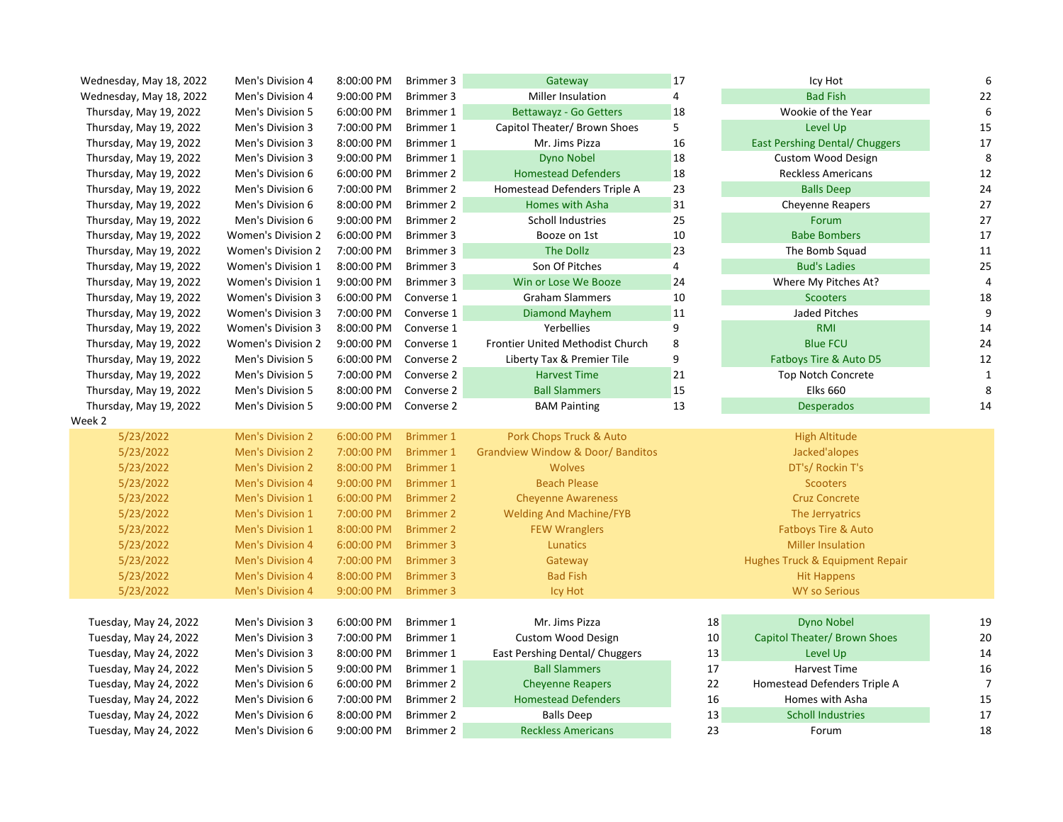| | | | | | | | |
|---|---|---|---|---|---|---|---|
| Wednesday, May 18, 2022 | Men's Division 4 | 8:00:00 PM | Brimmer 3 | Gateway | 17 | Icy Hot | 6 |
| Wednesday, May 18, 2022 | Men's Division 4 | 9:00:00 PM | Brimmer 3 | Miller Insulation | 4 | Bad Fish | 22 |
| Thursday, May 19, 2022 | Men's Division 5 | 6:00:00 PM | Brimmer 1 | Bettawayz - Go Getters | 18 | Wookie of the Year | 6 |
| Thursday, May 19, 2022 | Men's Division 3 | 7:00:00 PM | Brimmer 1 | Capitol Theater/ Brown Shoes | 5 | Level Up | 15 |
| Thursday, May 19, 2022 | Men's Division 3 | 8:00:00 PM | Brimmer 1 | Mr. Jims Pizza | 16 | East Pershing Dental/ Chuggers | 17 |
| Thursday, May 19, 2022 | Men's Division 3 | 9:00:00 PM | Brimmer 1 | Dyno Nobel | 18 | Custom Wood Design | 8 |
| Thursday, May 19, 2022 | Men's Division 6 | 6:00:00 PM | Brimmer 2 | Homestead Defenders | 18 | Reckless Americans | 12 |
| Thursday, May 19, 2022 | Men's Division 6 | 7:00:00 PM | Brimmer 2 | Homestead Defenders Triple A | 23 | Balls Deep | 24 |
| Thursday, May 19, 2022 | Men's Division 6 | 8:00:00 PM | Brimmer 2 | Homes with Asha | 31 | Cheyenne Reapers | 27 |
| Thursday, May 19, 2022 | Men's Division 6 | 9:00:00 PM | Brimmer 2 | Scholl Industries | 25 | Forum | 27 |
| Thursday, May 19, 2022 | Women's Division 2 | 6:00:00 PM | Brimmer 3 | Booze on 1st | 10 | Babe Bombers | 17 |
| Thursday, May 19, 2022 | Women's Division 2 | 7:00:00 PM | Brimmer 3 | The Dollz | 23 | The Bomb Squad | 11 |
| Thursday, May 19, 2022 | Women's Division 1 | 8:00:00 PM | Brimmer 3 | Son Of Pitches | 4 | Bud's Ladies | 25 |
| Thursday, May 19, 2022 | Women's Division 1 | 9:00:00 PM | Brimmer 3 | Win or Lose We Booze | 24 | Where My Pitches At? | 4 |
| Thursday, May 19, 2022 | Women's Division 3 | 6:00:00 PM | Converse 1 | Graham Slammers | 10 | Scooters | 18 |
| Thursday, May 19, 2022 | Women's Division 3 | 7:00:00 PM | Converse 1 | Diamond Mayhem | 11 | Jaded Pitches | 9 |
| Thursday, May 19, 2022 | Women's Division 3 | 8:00:00 PM | Converse 1 | Yerbellies | 9 | RMI | 14 |
| Thursday, May 19, 2022 | Women's Division 2 | 9:00:00 PM | Converse 1 | Frontier United Methodist Church | 8 | Blue FCU | 24 |
| Thursday, May 19, 2022 | Men's Division 5 | 6:00:00 PM | Converse 2 | Liberty Tax & Premier Tile | 9 | Fatboys Tire & Auto D5 | 12 |
| Thursday, May 19, 2022 | Men's Division 5 | 7:00:00 PM | Converse 2 | Harvest Time | 21 | Top Notch Concrete | 1 |
| Thursday, May 19, 2022 | Men's Division 5 | 8:00:00 PM | Converse 2 | Ball Slammers | 15 | Elks 660 | 8 |
| Thursday, May 19, 2022 | Men's Division 5 | 9:00:00 PM | Converse 2 | BAM Painting | 13 | Desperados | 14 |
| Week 2 | | | | | | | |
| 5/23/2022 | Men's Division 2 | 6:00:00 PM | Brimmer 1 | Pork Chops Truck & Auto | | High Altitude | |
| 5/23/2022 | Men's Division 2 | 7:00:00 PM | Brimmer 1 | Grandview Window & Door/ Banditos | | Jacked'alopes | |
| 5/23/2022 | Men's Division 2 | 8:00:00 PM | Brimmer 1 | Wolves | | DT's/ Rockin T's | |
| 5/23/2022 | Men's Division 4 | 9:00:00 PM | Brimmer 1 | Beach Please | | Scooters | |
| 5/23/2022 | Men's Division 1 | 6:00:00 PM | Brimmer 2 | Cheyenne Awareness | | Cruz Concrete | |
| 5/23/2022 | Men's Division 1 | 7:00:00 PM | Brimmer 2 | Welding And Machine/FYB | | The Jerryatrics | |
| 5/23/2022 | Men's Division 1 | 8:00:00 PM | Brimmer 2 | FEW Wranglers | | Fatboys Tire & Auto | |
| 5/23/2022 | Men's Division 4 | 6:00:00 PM | Brimmer 3 | Lunatics | | Miller Insulation | |
| 5/23/2022 | Men's Division 4 | 7:00:00 PM | Brimmer 3 | Gateway | | Hughes Truck & Equipment Repair | |
| 5/23/2022 | Men's Division 4 | 8:00:00 PM | Brimmer 3 | Bad Fish | | Hit Happens | |
| 5/23/2022 | Men's Division 4 | 9:00:00 PM | Brimmer 3 | Icy Hot | | WY so Serious | |
| Tuesday, May 24, 2022 | Men's Division 3 | 6:00:00 PM | Brimmer 1 | Mr. Jims Pizza | 18 | Dyno Nobel | 19 |
| Tuesday, May 24, 2022 | Men's Division 3 | 7:00:00 PM | Brimmer 1 | Custom Wood Design | 10 | Capitol Theater/ Brown Shoes | 20 |
| Tuesday, May 24, 2022 | Men's Division 3 | 8:00:00 PM | Brimmer 1 | East Pershing Dental/ Chuggers | 13 | Level Up | 14 |
| Tuesday, May 24, 2022 | Men's Division 5 | 9:00:00 PM | Brimmer 1 | Ball Slammers | 17 | Harvest Time | 16 |
| Tuesday, May 24, 2022 | Men's Division 6 | 6:00:00 PM | Brimmer 2 | Cheyenne Reapers | 22 | Homestead Defenders Triple A | 7 |
| Tuesday, May 24, 2022 | Men's Division 6 | 7:00:00 PM | Brimmer 2 | Homestead Defenders | 16 | Homes with Asha | 15 |
| Tuesday, May 24, 2022 | Men's Division 6 | 8:00:00 PM | Brimmer 2 | Balls Deep | 13 | Scholl Industries | 17 |
| Tuesday, May 24, 2022 | Men's Division 6 | 9:00:00 PM | Brimmer 2 | Reckless Americans | 23 | Forum | 18 |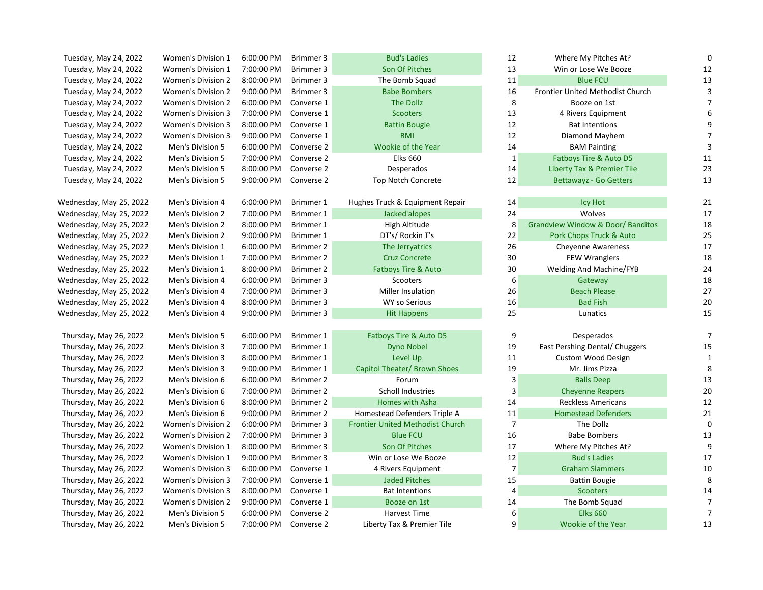| | | | | | | | |
|---|---|---|---|---|---|---|---|
| Tuesday, May 24, 2022 | Women's Division 1 | 6:00:00 PM | Brimmer 3 | Bud's Ladies | 12 | Where My Pitches At? | 0 |
| Tuesday, May 24, 2022 | Women's Division 1 | 7:00:00 PM | Brimmer 3 | Son Of Pitches | 13 | Win or Lose We Booze | 12 |
| Tuesday, May 24, 2022 | Women's Division 2 | 8:00:00 PM | Brimmer 3 | The Bomb Squad | 11 | Blue FCU | 13 |
| Tuesday, May 24, 2022 | Women's Division 2 | 9:00:00 PM | Brimmer 3 | Babe Bombers | 16 | Frontier United Methodist Church | 3 |
| Tuesday, May 24, 2022 | Women's Division 2 | 6:00:00 PM | Converse 1 | The Dollz | 8 | Booze on 1st | 7 |
| Tuesday, May 24, 2022 | Women's Division 3 | 7:00:00 PM | Converse 1 | Scooters | 13 | 4 Rivers Equipment | 6 |
| Tuesday, May 24, 2022 | Women's Division 3 | 8:00:00 PM | Converse 1 | Battin Bougie | 12 | Bat Intentions | 9 |
| Tuesday, May 24, 2022 | Women's Division 3 | 9:00:00 PM | Converse 1 | RMI | 12 | Diamond Mayhem | 7 |
| Tuesday, May 24, 2022 | Men's Division 5 | 6:00:00 PM | Converse 2 | Wookie of the Year | 14 | BAM Painting | 3 |
| Tuesday, May 24, 2022 | Men's Division 5 | 7:00:00 PM | Converse 2 | Elks 660 | 1 | Fatboys Tire & Auto D5 | 11 |
| Tuesday, May 24, 2022 | Men's Division 5 | 8:00:00 PM | Converse 2 | Desperados | 14 | Liberty Tax & Premier Tile | 23 |
| Tuesday, May 24, 2022 | Men's Division 5 | 9:00:00 PM | Converse 2 | Top Notch Concrete | 12 | Bettawayz - Go Getters | 13 |
| | | | | | | | |
| Wednesday, May 25, 2022 | Men's Division 4 | 6:00:00 PM | Brimmer 1 | Hughes Truck & Equipment Repair | 14 | Icy Hot | 21 |
| Wednesday, May 25, 2022 | Men's Division 2 | 7:00:00 PM | Brimmer 1 | Jacked'alopes | 24 | Wolves | 17 |
| Wednesday, May 25, 2022 | Men's Division 2 | 8:00:00 PM | Brimmer 1 | High Altitude | 8 | Grandview Window & Door/ Banditos | 18 |
| Wednesday, May 25, 2022 | Men's Division 2 | 9:00:00 PM | Brimmer 1 | DT's/ Rockin T's | 22 | Pork Chops Truck & Auto | 25 |
| Wednesday, May 25, 2022 | Men's Division 1 | 6:00:00 PM | Brimmer 2 | The Jerryatrics | 26 | Cheyenne Awareness | 17 |
| Wednesday, May 25, 2022 | Men's Division 1 | 7:00:00 PM | Brimmer 2 | Cruz Concrete | 30 | FEW Wranglers | 18 |
| Wednesday, May 25, 2022 | Men's Division 1 | 8:00:00 PM | Brimmer 2 | Fatboys Tire & Auto | 30 | Welding And Machine/FYB | 24 |
| Wednesday, May 25, 2022 | Men's Division 4 | 6:00:00 PM | Brimmer 3 | Scooters | 6 | Gateway | 18 |
| Wednesday, May 25, 2022 | Men's Division 4 | 7:00:00 PM | Brimmer 3 | Miller Insulation | 26 | Beach Please | 27 |
| Wednesday, May 25, 2022 | Men's Division 4 | 8:00:00 PM | Brimmer 3 | WY so Serious | 16 | Bad Fish | 20 |
| Wednesday, May 25, 2022 | Men's Division 4 | 9:00:00 PM | Brimmer 3 | Hit Happens | 25 | Lunatics | 15 |
| | | | | | | | |
| Thursday, May 26, 2022 | Men's Division 5 | 6:00:00 PM | Brimmer 1 | Fatboys Tire & Auto D5 | 9 | Desperados | 7 |
| Thursday, May 26, 2022 | Men's Division 3 | 7:00:00 PM | Brimmer 1 | Dyno Nobel | 19 | East Pershing Dental/ Chuggers | 15 |
| Thursday, May 26, 2022 | Men's Division 3 | 8:00:00 PM | Brimmer 1 | Level Up | 11 | Custom Wood Design | 1 |
| Thursday, May 26, 2022 | Men's Division 3 | 9:00:00 PM | Brimmer 1 | Capitol Theater/ Brown Shoes | 19 | Mr. Jims Pizza | 8 |
| Thursday, May 26, 2022 | Men's Division 6 | 6:00:00 PM | Brimmer 2 | Forum | 3 | Balls Deep | 13 |
| Thursday, May 26, 2022 | Men's Division 6 | 7:00:00 PM | Brimmer 2 | Scholl Industries | 3 | Cheyenne Reapers | 20 |
| Thursday, May 26, 2022 | Men's Division 6 | 8:00:00 PM | Brimmer 2 | Homes with Asha | 14 | Reckless Americans | 12 |
| Thursday, May 26, 2022 | Men's Division 6 | 9:00:00 PM | Brimmer 2 | Homestead Defenders Triple A | 11 | Homestead Defenders | 21 |
| Thursday, May 26, 2022 | Women's Division 2 | 6:00:00 PM | Brimmer 3 | Frontier United Methodist Church | 7 | The Dollz | 0 |
| Thursday, May 26, 2022 | Women's Division 2 | 7:00:00 PM | Brimmer 3 | Blue FCU | 16 | Babe Bombers | 13 |
| Thursday, May 26, 2022 | Women's Division 1 | 8:00:00 PM | Brimmer 3 | Son Of Pitches | 17 | Where My Pitches At? | 9 |
| Thursday, May 26, 2022 | Women's Division 1 | 9:00:00 PM | Brimmer 3 | Win or Lose We Booze | 12 | Bud's Ladies | 17 |
| Thursday, May 26, 2022 | Women's Division 3 | 6:00:00 PM | Converse 1 | 4 Rivers Equipment | 7 | Graham Slammers | 10 |
| Thursday, May 26, 2022 | Women's Division 3 | 7:00:00 PM | Converse 1 | Jaded Pitches | 15 | Battin Bougie | 8 |
| Thursday, May 26, 2022 | Women's Division 3 | 8:00:00 PM | Converse 1 | Bat Intentions | 4 | Scooters | 14 |
| Thursday, May 26, 2022 | Women's Division 2 | 9:00:00 PM | Converse 1 | Booze on 1st | 14 | The Bomb Squad | 7 |
| Thursday, May 26, 2022 | Men's Division 5 | 6:00:00 PM | Converse 2 | Harvest Time | 6 | Elks 660 | 7 |
| Thursday, May 26, 2022 | Men's Division 5 | 7:00:00 PM | Converse 2 | Liberty Tax & Premier Tile | 9 | Wookie of the Year | 13 |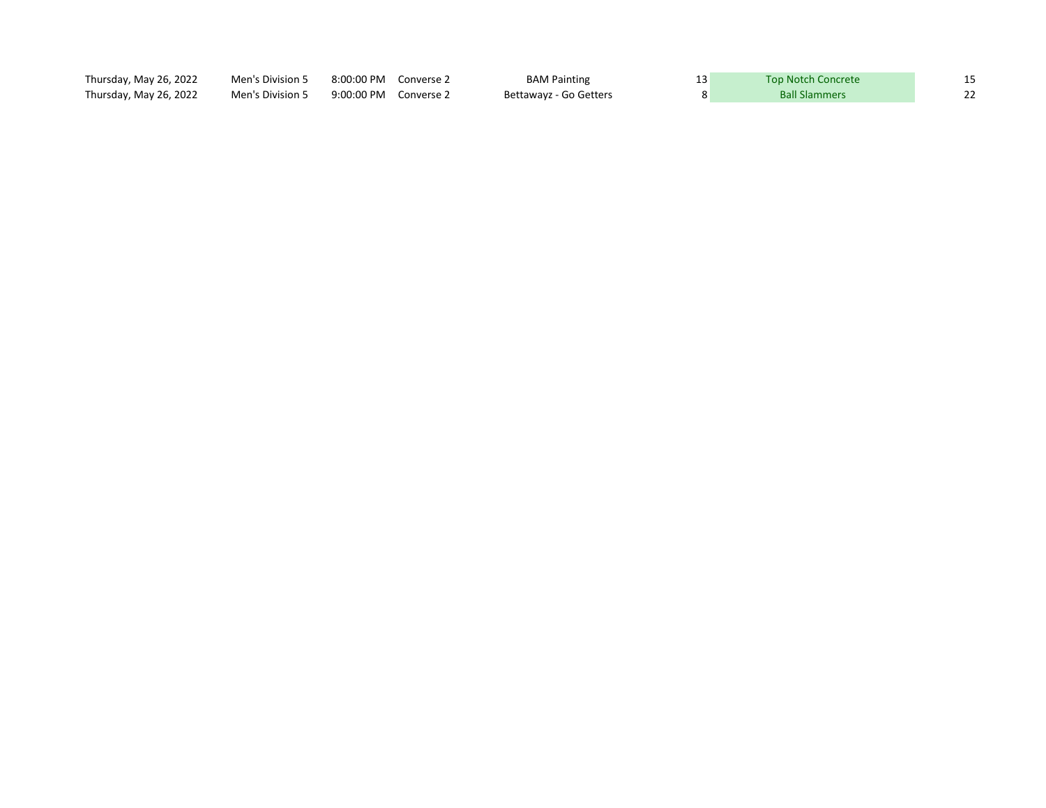| | | | | | | | |
|---|---|---|---|---|---|---|---|
| Thursday, May 26, 2022 | Men's Division 5 | 8:00:00 PM | Converse 2 | BAM Painting | 13 | Top Notch Concrete | 15 |
| Thursday, May 26, 2022 | Men's Division 5 | 9:00:00 PM | Converse 2 | Bettawayz - Go Getters | 8 | Ball Slammers | 22 |